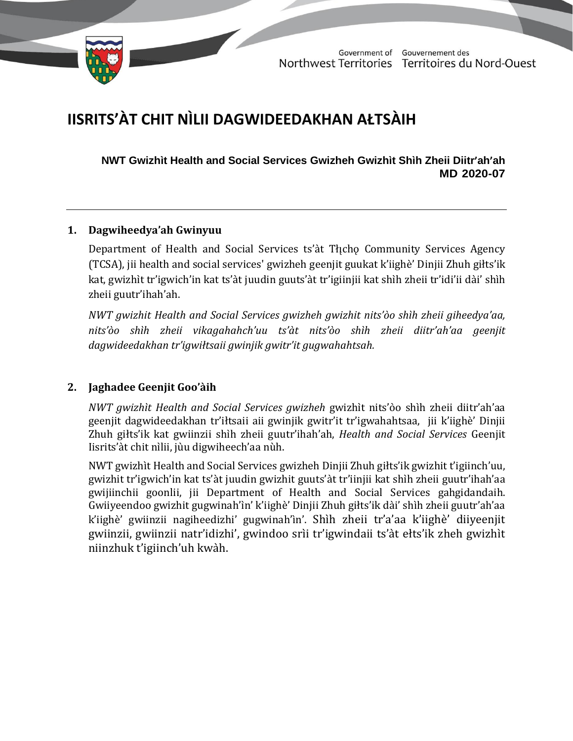# IISRITS'ÀT CHIT NÌLII DAGWIDEEDAKHAN AŁTSÀIH

**NWT Gwizhìt Health and Social Services Gwizheh Gwizhìt Shìh Zheii Diitr'ah'ah**
**MD 2020-07**

---

## 1. Dagwiheedya'ah Gwinyuu

Department of Health and Social Services ts'àt Tłı̨chǫ Community Services Agency (TCSA), jii health and social services' gwizheh geenjit guukat k'iighè' Dinjii Zhuh giłts'ik kat, gwizhìt tr'igwich'in kat ts'àt juudin guuts'àt tr'igiinjii kat shìh zheii tr'idi'ii dài' shìh zheii guutr'ihah'ah.

*NWT gwizhit Health and Social Services gwizheh gwizhit nits'òo shìh zheii giheedya'aa, nits'òo shìh zheii vikagahahch'uu ts'àt nits'òo shìh zheii diitr'ah'aa geenjit dagwideedakhan tr'igwiłtsaii gwinjik gwitr'it gugwahahtsah.*

## 2. Jaghadee Geenjit Goo'àih

*NWT gwizhìt Health and Social Services gwizheh* gwizhìt nits'òo shìh zheii diitr'ah'aa geenjit dagwideedakhan tr'iłtsaii aii gwinjik gwitr'it tr'igwahahtsaa, jii k'iighè' Dinjii Zhuh giłts'ik kat gwiinzii shìh zheii guutr'ihah'ah, *Health and Social Services* Geenjit Iisrits'àt chit nìlii, jùu digwiheech'aa nùh.

NWT gwizhìt Health and Social Services gwizheh Dinjii Zhuh giłts'ik gwizhit t'igiinch'uu, gwizhit tr'igwich'in kat ts'àt juudin gwizhit guuts'àt tr'iinjii kat shìh zheii guutr'ihah'aa gwijiinchii goonlii, jii Department of Health and Social Services gahgidandaih. Gwiiyeendoo gwizhit gugwinah'ìn' k'iighè' Dinjii Zhuh giłts'ik dài' shìh zheii guutr'ah'aa k'iighè' gwiinzii nagiheedizhi' gugwinah'ìn'. Shìh zheii tr'a'aa k'iighè' diiyeenjit gwiinzii, gwiinzii natr'idizhi', gwindoo srìi tr'igwindaii ts'àt ełts'ik zheh gwizhìt niinzhuk t'igiinch'uh kwàh.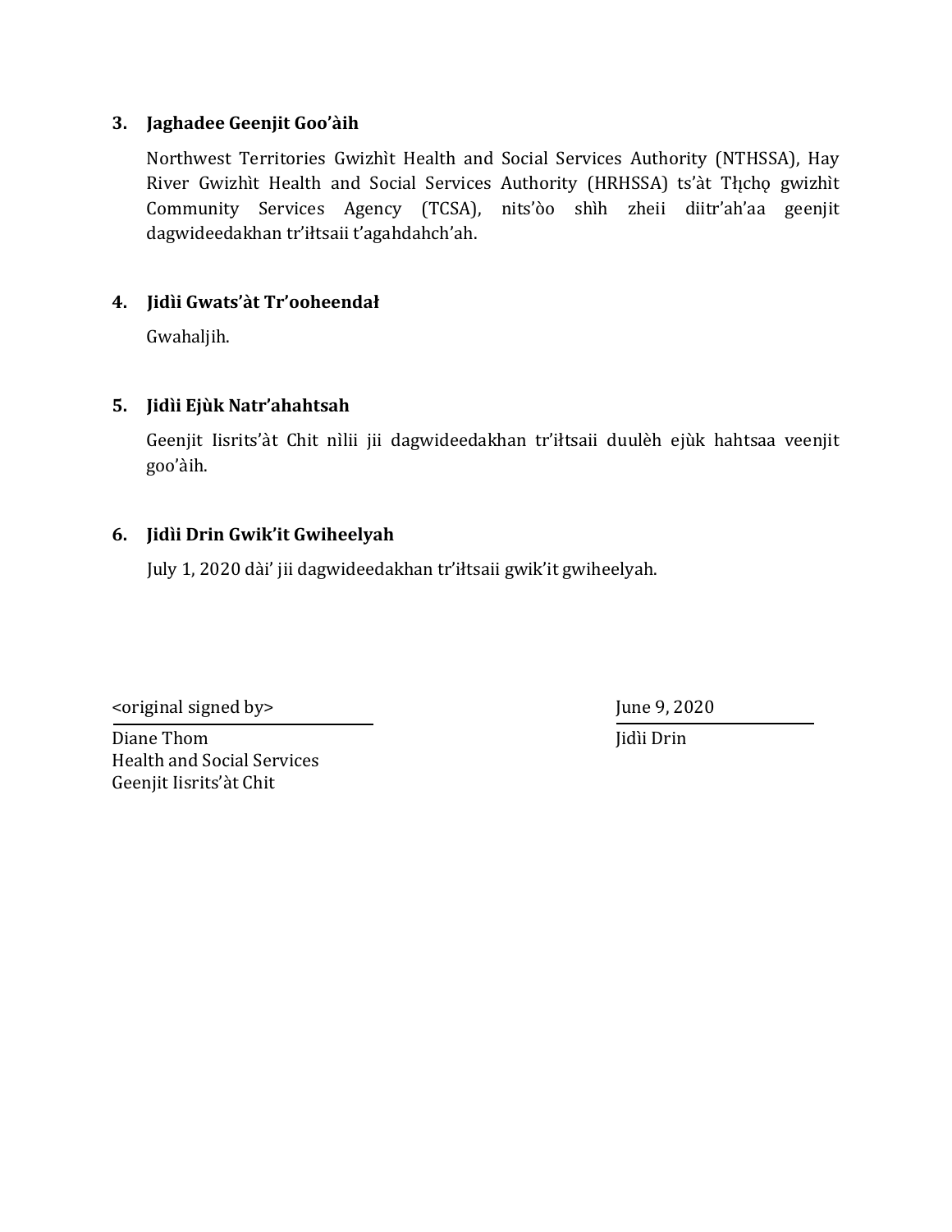3. **Jaghadee Geenjit Goo'àih**

   Northwest Territories Gwizhìt Health and Social Services Authority (NTHSSA), Hay River Gwizhìt Health and Social Services Authority (HRHSSA) ts'àt Tłı̨chǫ gwizhìt Community Services Agency (TCSA), nits'òo shìh zheii diitr'ah'aa geenjit dagwideedakhan tr'iłtsaii t'agahdahch'ah.

4. **Jidìi Gwats'àt Tr'ooheendał**

   Gwahaljih.

5. **Jidìi Ejùk Natr'ahahtsah**

   Geenjit Iisrits'àt Chit nìlii jii dagwideedakhan tr'iłtsaii duulèh ejùk hahtsaa veenjit goo'àih.

6. **Jidìi Drin Gwik'it Gwiheelyah**

   July 1, 2020 dài' jii dagwideedakhan tr'iłtsaii gwik'it gwiheelyah.

<original signed by>

Diane Thom
Health and Social Services
Geenjit Iisrits'àt Chit

June 9, 2020

Jidìi Drin